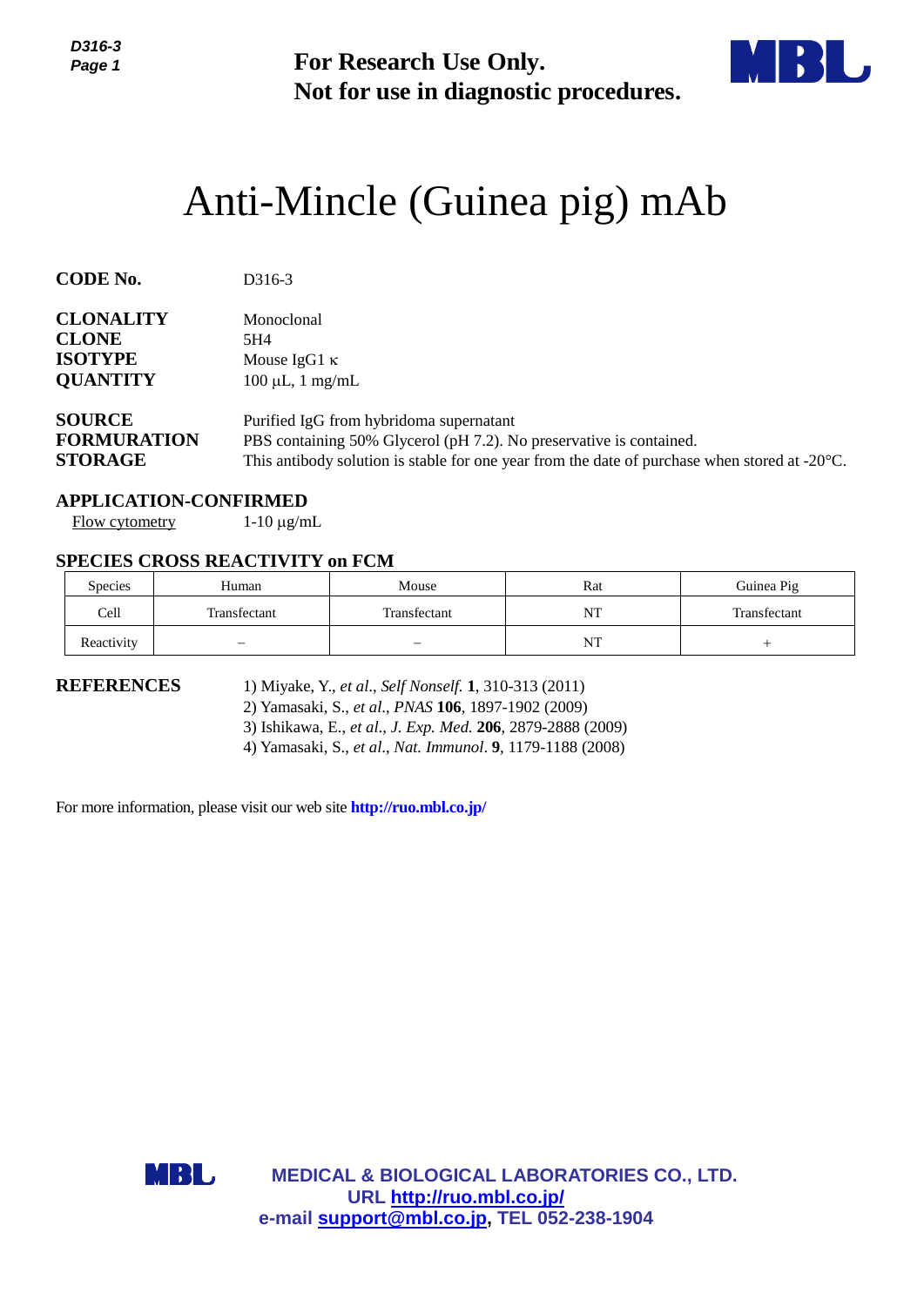**For Research Use Only.**
**Not for use in diagnostic procedures.**

# Anti-Mincle (Guinea pig) mAb

**CODE No.** D316-3

**CLONALITY** Monoclonal
**CLONE** 5H4
**ISOTYPE** Mouse IgG1 κ
**QUANTITY** 100 µL, 1 mg/mL

**SOURCE** Purified IgG from hybridoma supernatant
**FORMURATION** PBS containing 50% Glycerol (pH 7.2). No preservative is contained.
**STORAGE** This antibody solution is stable for one year from the date of purchase when stored at -20°C.

**APPLICATION-CONFIRMED**

Flow cytometry 1-10 µg/mL

**SPECIES CROSS REACTIVITY on FCM**

| Species | Human | Mouse | Rat | Guinea Pig |
|---|---|---|---|---|
| Cell | Transfectant | Transfectant | NT | Transfectant |
| Reactivity | – | – | NT | + |

**REFERENCES**

1) Miyake, Y., *et al*., *Self Nonself.* **1**, 310-313 (2011)
2) Yamasaki, S., *et al*., *PNAS* **106**, 1897-1902 (2009)
3) Ishikawa, E., *et al*., *J. Exp. Med.* **206**, 2879-2888 (2009)
4) Yamasaki, S., *et al*., *Nat. Immunol*. **9**, 1179-1188 (2008)

For more information, please visit our web site **http://ruo.mbl.co.jp/**

**MEDICAL & BIOLOGICAL LABORATORIES CO., LTD.**
**URL http://ruo.mbl.co.jp/**
**e-mail support@mbl.co.jp, TEL 052-238-1904**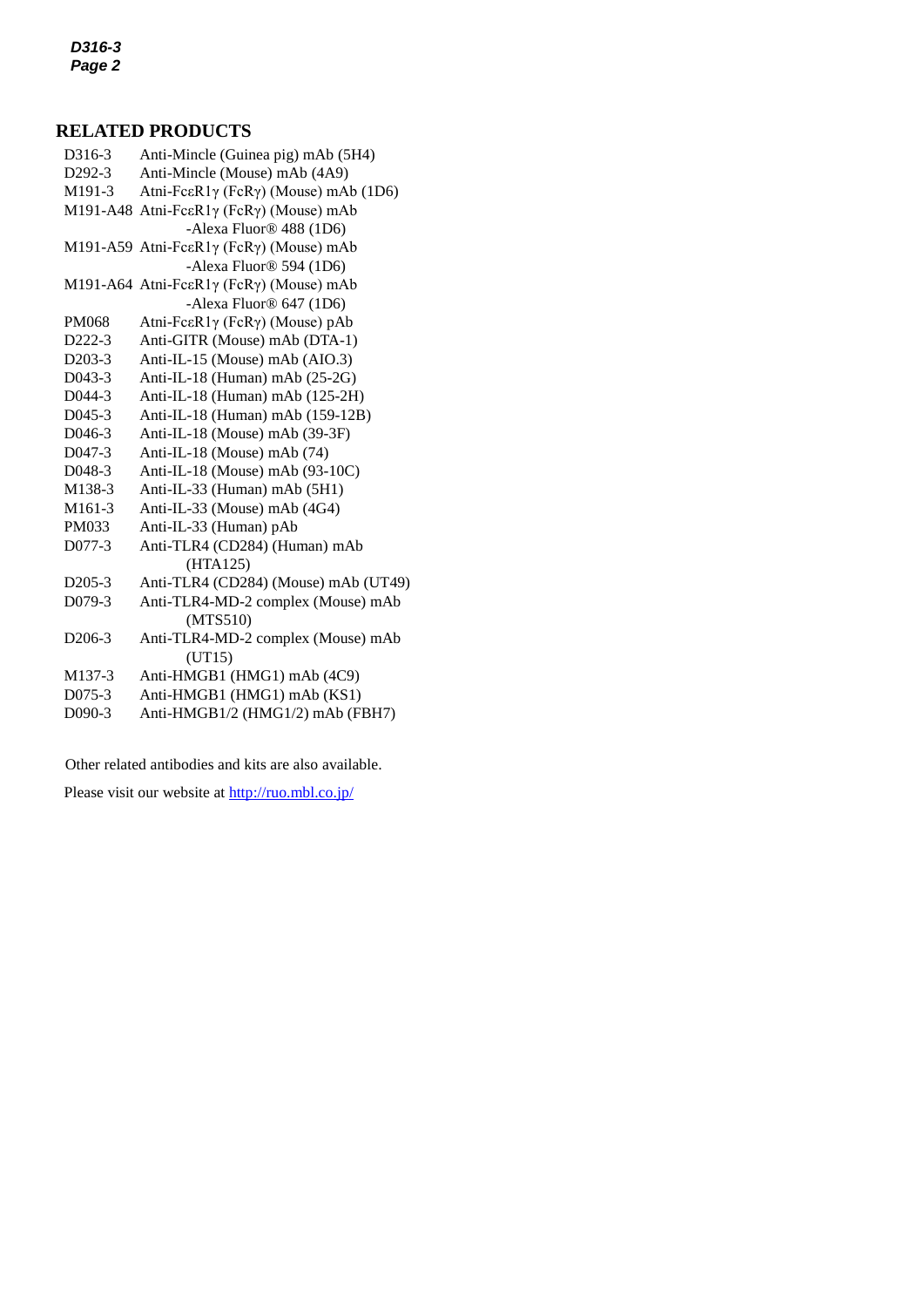## RELATED PRODUCTS

| | |
|---|---|
| D316-3 | Anti-Mincle (Guinea pig) mAb (5H4) |
| D292-3 | Anti-Mincle (Mouse) mAb (4A9) |
| M191-3 | Atni-FcεR1γ (FcRγ) (Mouse) mAb (1D6) |
| M191-A48 | Atni-FcεR1γ (FcRγ) (Mouse) mAb -Alexa Fluor® 488 (1D6) |
| M191-A59 | Atni-FcεR1γ (FcRγ) (Mouse) mAb -Alexa Fluor® 594 (1D6) |
| M191-A64 | Atni-FcεR1γ (FcRγ) (Mouse) mAb -Alexa Fluor® 647 (1D6) |
| PM068 | Atni-FcεR1γ (FcRγ) (Mouse) pAb |
| D222-3 | Anti-GITR (Mouse) mAb (DTA-1) |
| D203-3 | Anti-IL-15 (Mouse) mAb (AIO.3) |
| D043-3 | Anti-IL-18 (Human) mAb (25-2G) |
| D044-3 | Anti-IL-18 (Human) mAb (125-2H) |
| D045-3 | Anti-IL-18 (Human) mAb (159-12B) |
| D046-3 | Anti-IL-18 (Mouse) mAb (39-3F) |
| D047-3 | Anti-IL-18 (Mouse) mAb (74) |
| D048-3 | Anti-IL-18 (Mouse) mAb (93-10C) |
| M138-3 | Anti-IL-33 (Human) mAb (5H1) |
| M161-3 | Anti-IL-33 (Mouse) mAb (4G4) |
| PM033 | Anti-IL-33 (Human) pAb |
| D077-3 | Anti-TLR4 (CD284) (Human) mAb (HTA125) |
| D205-3 | Anti-TLR4 (CD284) (Mouse) mAb (UT49) |
| D079-3 | Anti-TLR4-MD-2 complex (Mouse) mAb (MTS510) |
| D206-3 | Anti-TLR4-MD-2 complex (Mouse) mAb (UT15) |
| M137-3 | Anti-HMGB1 (HMG1) mAb (4C9) |
| D075-3 | Anti-HMGB1 (HMG1) mAb (KS1) |
| D090-3 | Anti-HMGB1/2 (HMG1/2) mAb (FBH7) |

Other related antibodies and kits are also available.

Please visit our website at http://ruo.mbl.co.jp/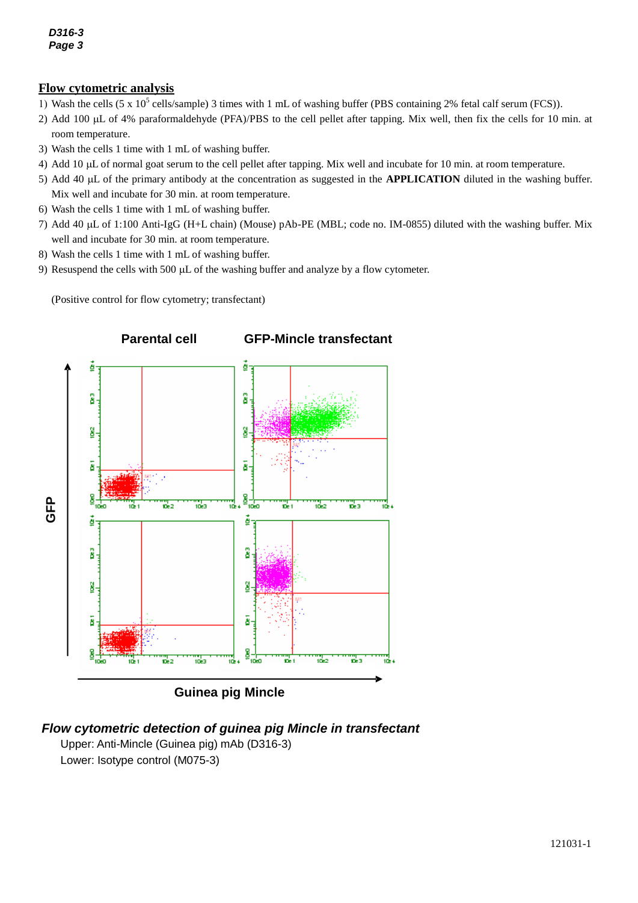## Flow cytometric analysis

1) Wash the cells ($5 \times 10^5$ cells/sample) 3 times with 1 mL of washing buffer (PBS containing 2% fetal calf serum (FCS)).
2) Add 100 µL of 4% paraformaldehyde (PFA)/PBS to the cell pellet after tapping. Mix well, then fix the cells for 10 min. at room temperature.
3) Wash the cells 1 time with 1 mL of washing buffer.
4) Add 10 µL of normal goat serum to the cell pellet after tapping. Mix well and incubate for 10 min. at room temperature.
5) Add 40 µL of the primary antibody at the concentration as suggested in the **APPLICATION** diluted in the washing buffer. Mix well and incubate for 30 min. at room temperature.
6) Wash the cells 1 time with 1 mL of washing buffer.
7) Add 40 µL of 1:100 Anti-IgG (H+L chain) (Mouse) pAb-PE (MBL; code no. IM-0855) diluted with the washing buffer. Mix well and incubate for 30 min. at room temperature.
8) Wash the cells 1 time with 1 mL of washing buffer.
9) Resuspend the cells with 500 µL of the washing buffer and analyze by a flow cytometer.

(Positive control for flow cytometry; transfectant)

Parental cell

GFP-Mincle transfectant

GFP

Guinea pig Mincle

*Flow cytometric detection of guinea pig Mincle in transfectant*

Upper: Anti-Mincle (Guinea pig) mAb (D316-3)

Lower: Isotype control (M075-3)